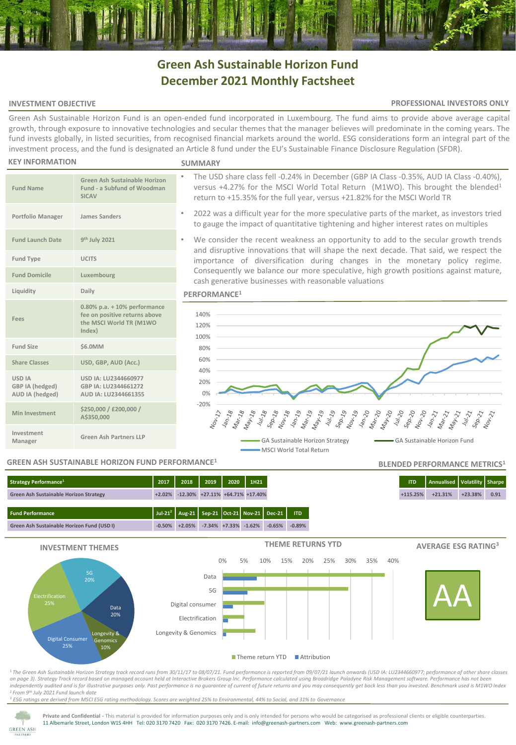# Green Ash Sustainable Horizon Fund
# December 2021 Monthly Factsheet

**INVESTMENT OBJECTIVE** | **PROFESSIONAL INVESTORS ONLY**

Green Ash Sustainable Horizon Fund is an open-ended fund incorporated in Luxembourg. The fund aims to provide above average capital growth, through exposure to innovative technologies and secular themes that the manager believes will predominate in the coming years. The fund invests globally, in listed securities, from recognised financial markets around the world. ESG considerations form an integral part of the investment process, and the fund is designated an Article 8 fund under the EU's Sustainable Finance Disclosure Regulation (SFDR).

## KEY INFORMATION

| | |
|---|---|
| Fund Name | Green Ash Sustainable Horizon Fund - a Subfund of Woodman SICAV |
| Portfolio Manager | James Sanders |
| Fund Launch Date | 9th July 2021 |
| Fund Type | UCITS |
| Fund Domicile | Luxembourg |
| Liquidity | Daily |
| Fees | 0.80% p.a. + 10% performance fee on positive returns above the MSCI World TR (M1WO Index) |
| Fund Size | $6.0MM |
| Share Classes | USD, GBP, AUD (Acc.) |
| USD IA<br>GBP IA (hedged)<br>AUD IA (hedged) | USD IA: LU2344660977<br>GBP IA: LU2344661272<br>AUD IA: LU2344661355 |
| Min Investment | $250,000 / £200,000 / A$350,000 |
| Investment Manager | Green Ash Partners LLP |

## SUMMARY

- The USD share class fell -0.24% in December (GBP IA Class -0.35%, AUD IA Class -0.40%), versus +4.27% for the MSCI World Total Return (M1WO). This brought the blended[1] return to +15.35% for the full year, versus +21.82% for the MSCI World TR
- 2022 was a difficult year for the more speculative parts of the market, as investors tried to gauge the impact of quantitative tightening and higher interest rates on multiples
- We consider the recent weakness an opportunity to add to the secular growth trends and disruptive innovations that will shape the next decade. That said, we respect the importance of diversification during changes in the monetary policy regime. Consequently we balance our more speculative, high growth positions against mature, cash generative businesses with reasonable valuations

## PERFORMANCE[1]

Legend: GA Sustainable Horizon Strategy; GA Sustainable Horizon Fund; MSCI World Total Return (Nov-17 to Nov-21)

## GREEN ASH SUSTAINABLE HORIZON FUND PERFORMANCE[1]

| Strategy Performance[1] | 2017 | 2018 | 2019 | 2020 | 1H21 |
|---|---|---|---|---|---|
| Green Ash Sustainable Horizon Strategy | +2.02% | -12.30% | +27.11% | +64.71% | +17.40% |

| Fund Performance | Jul-21[2] | Aug-21 | Sep-21 | Oct-21 | Nov-21 | Dec-21 | ITD |
|---|---|---|---|---|---|---|---|
| Green Ash Sustainable Horizon Fund (USD I) | -0.50% | +2.05% | -7.34% | +7.33% | -1.62% | -0.65% | -0.89% |

## BLENDED PERFORMANCE METRICS[1]

| ITD | Annualised | Volatility | Sharpe |
|---|---|---|---|
| +115.25% | +21.31% | +23.38% | 0.91 |

## INVESTMENT THEMES

| Theme | Weight |
|---|---|
| 5G | 20% |
| Data | 20% |
| Longevity & Genomics | 10% |
| Digital Consumer | 25% |
| Electrification | 25% |

## THEME RETURNS YTD

Themes: Data, 5G, Digital consumer, Electrification, Longevity & Genomics (Theme return YTD; Attribution)

## AVERAGE ESG RATING[3]

AA

[1] *The Green Ash Sustainable Horizon Strategy track record runs from 30/11/17 to 08/07/21. Fund performance is reported from 09/07/21 launch onwards (USD IA: LU2344660977; performance of other share classes on page 3). Strategy Track record based on managed account held at Interactive Brokers Group Inc. Performance calculated using Broadridge Paladyne Risk Management software. Performance has not been independently audited and is for illustrative purposes only. Past performance is no guarantee of current of future returns and you may consequently get back less than you invested. Benchmark used is M1WO Index*
[2] *From 9th July 2021 Fund launch date*
[3] *ESG ratings are derived from MSCI ESG rating methodology. Scores are weighted 25% to Environmental, 44% to Social, and 31% to Governance*

**Private and Confidential** - This material is provided for information purposes only and is only intended for persons who would be categorised as professional clients or eligible counterparties.
11 Albemarle Street, London W1S 4HH Tel: 020 3170 7420 Fax: 020 3170 7426. E-mail: info@greenash-partners.com Web: www.greenash-partners.com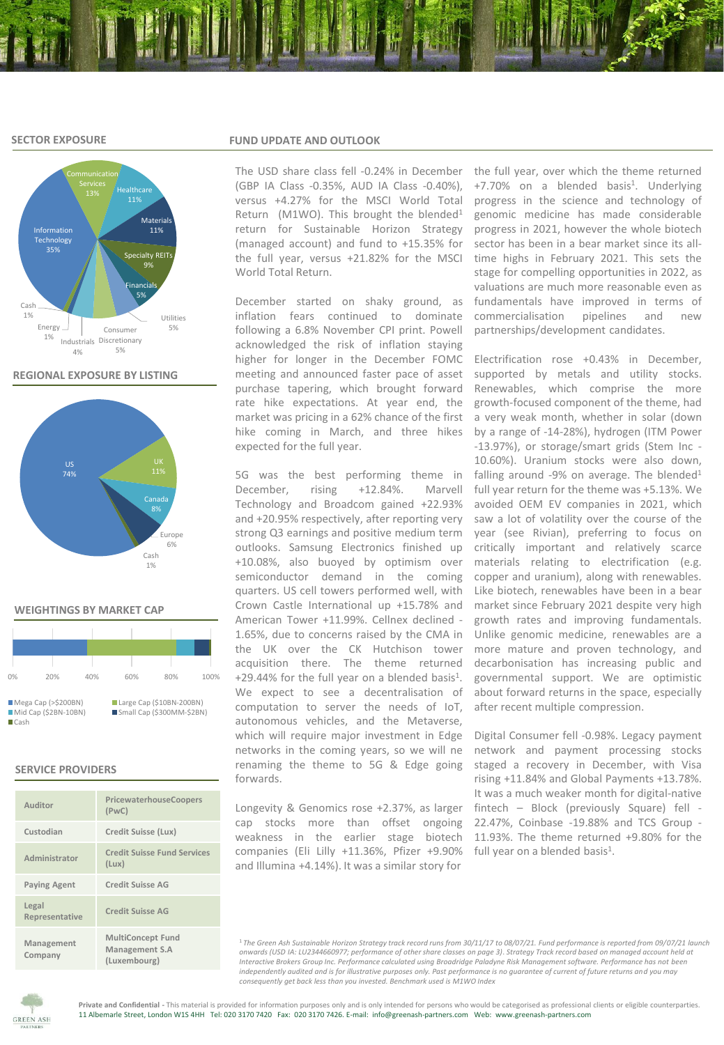## SECTOR EXPOSURE

Information Technology 35%
Communication Services 13%
Healthcare 11%
Materials 11%
Specialty REITs 9%
Financials 5%
Utilities 5%
Consumer Discretionary 5%
Industrials 4%
Energy 1%
Cash 1%

## REGIONAL EXPOSURE BY LISTING

US 74%
UK 11%
Canada 8%
Europe 6%
Cash 1%

## WEIGHTINGS BY MARKET CAP

0% 20% 40% 60% 80% 100%

- Mega Cap (>$200BN)
- Large Cap ($10BN-200BN)
- Mid Cap ($2BN-10BN)
- Small Cap ($300MM-$2BN)
- Cash

## SERVICE PROVIDERS

| | |
|---|---|
| Auditor | PricewaterhouseCoopers (PwC) |
| Custodian | Credit Suisse (Lux) |
| Administrator | Credit Suisse Fund Services (Lux) |
| Paying Agent | Credit Suisse AG |
| Legal Representative | Credit Suisse AG |
| Management Company | MultiConcept Fund Management S.A (Luxembourg) |

## FUND UPDATE AND OUTLOOK

The USD share class fell -0.24% in December (GBP IA Class -0.35%, AUD IA Class -0.40%), versus +4.27% for the MSCI World Total Return (M1WO). This brought the blended[1] return for Sustainable Horizon Strategy (managed account) and fund to +15.35% for the full year, versus +21.82% for the MSCI World Total Return.

December started on shaky ground, as inflation fears continued to dominate following a 6.8% November CPI print. Powell acknowledged the risk of inflation staying higher for longer in the December FOMC meeting and announced faster pace of asset purchase tapering, which brought forward rate hike expectations. At year end, the market was pricing in a 62% chance of the first hike coming in March, and three hikes expected for the full year.

5G was the best performing theme in December, rising +12.84%. Marvell Technology and Broadcom gained +22.93% and +20.95% respectively, after reporting very strong Q3 earnings and positive medium term outlooks. Samsung Electronics finished up +10.08%, also buoyed by optimism over semiconductor demand in the coming quarters. US cell towers performed well, with Crown Castle International up +15.78% and American Tower +11.99%. Cellnex declined -1.65%, due to concerns raised by the CMA in the UK over the CK Hutchison tower acquisition there. The theme returned +29.44% for the full year on a blended basis[1]. We expect to see a decentralisation of computation to server the needs of IoT, autonomous vehicles, and the Metaverse, which will require major investment in Edge networks in the coming years, so we will ne renaming the theme to 5G & Edge going forwards.

Longevity & Genomics rose +2.37%, as larger cap stocks more than offset ongoing weakness in the earlier stage biotech companies (Eli Lilly +11.36%, Pfizer +9.90% and Illumina +4.14%). It was a similar story for the full year, over which the theme returned +7.70% on a blended basis[1]. Underlying progress in the science and technology of genomic medicine has made considerable progress in 2021, however the whole biotech sector has been in a bear market since its all-time highs in February 2021. This sets the stage for compelling opportunities in 2022, as valuations are much more reasonable even as fundamentals have improved in terms of commercialisation pipelines and new partnerships/development candidates.

Electrification rose +0.43% in December, supported by metals and utility stocks. Renewables, which comprise the more growth-focused component of the theme, had a very weak month, whether in solar (down by a range of -14-28%), hydrogen (ITM Power -13.97%), or storage/smart grids (Stem Inc -10.60%). Uranium stocks were also down, falling around -9% on average. The blended[1] full year return for the theme was +5.13%. We avoided OEM EV companies in 2021, which saw a lot of volatility over the course of the year (see Rivian), preferring to focus on critically important and relatively scarce materials relating to electrification (e.g. copper and uranium), along with renewables. Like biotech, renewables have been in a bear market since February 2021 despite very high growth rates and improving fundamentals. Unlike genomic medicine, renewables are a more mature and proven technology, and decarbonisation has increasing public and governmental support. We are optimistic about forward returns in the space, especially after recent multiple compression.

Digital Consumer fell -0.98%. Legacy payment network and payment processing stocks staged a recovery in December, with Visa rising +11.84% and Global Payments +13.78%. It was a much weaker month for digital-native fintech – Block (previously Square) fell -22.47%, Coinbase -19.88% and TCS Group -11.93%. The theme returned +9.80% for the full year on a blended basis[1].

*[1] The Green Ash Sustainable Horizon Strategy track record runs from 30/11/17 to 08/07/21. Fund performance is reported from 09/07/21 launch onwards (USD IA: LU2344660977; performance of other share classes on page 3). Strategy Track record based on managed account held at Interactive Brokers Group Inc. Performance calculated using Broadridge Paladyne Risk Management software. Performance has not been independently audited and is for illustrative purposes only. Past performance is no guarantee of current of future returns and you may consequently get back less than you invested. Benchmark used is M1WO Index*

**Private and Confidential -** This material is provided for information purposes only and is only intended for persons who would be categorised as professional clients or eligible counterparties. 11 Albemarle Street, London W1S 4HH Tel: 020 3170 7420 Fax: 020 3170 7426. E-mail: info@greenash-partners.com Web: www.greenash-partners.com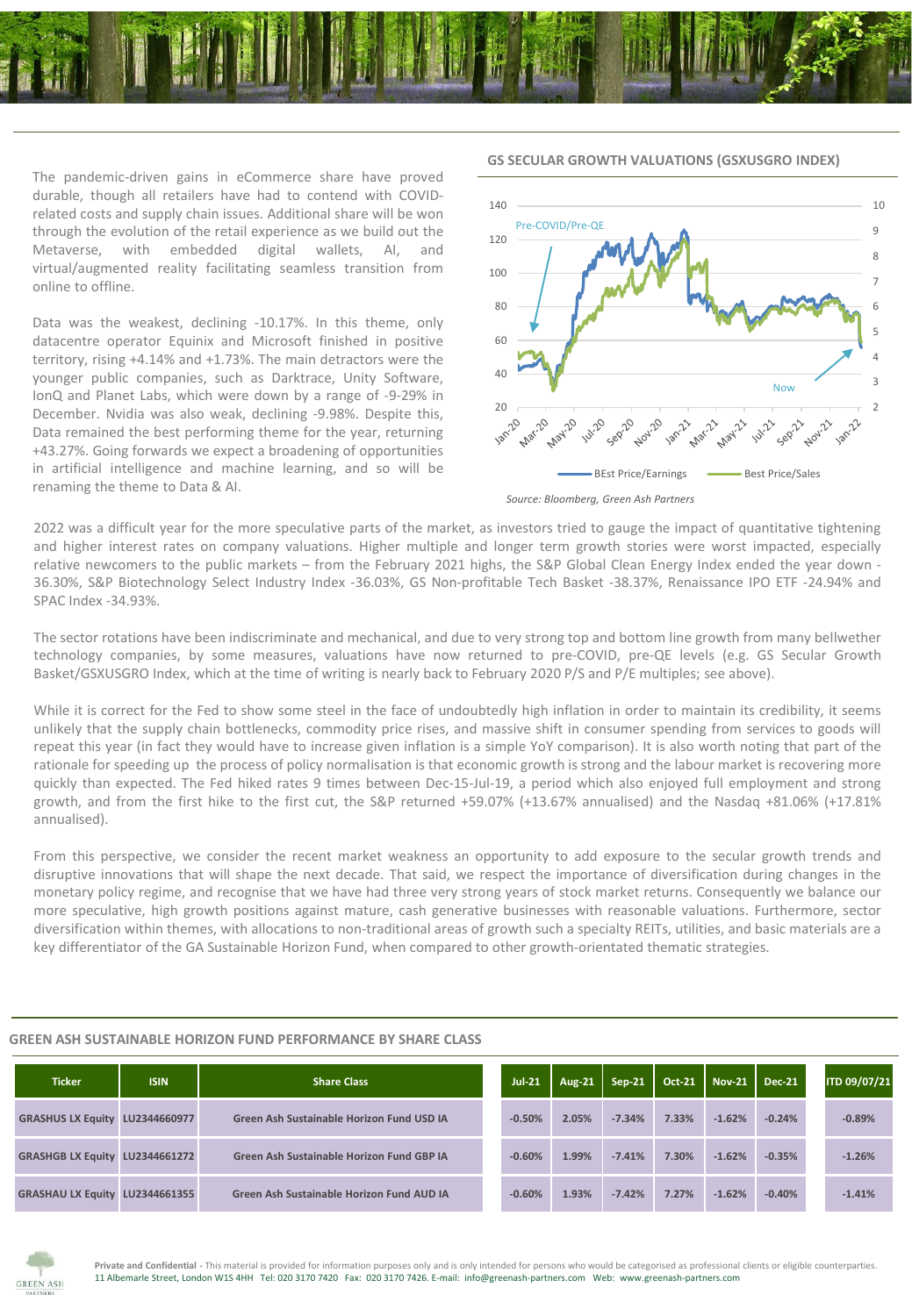The pandemic-driven gains in eCommerce share have proved durable, though all retailers have had to contend with COVID-related costs and supply chain issues. Additional share will be won through the evolution of the retail experience as we build out the Metaverse, with embedded digital wallets, AI, and virtual/augmented reality facilitating seamless transition from online to offline.

Data was the weakest, declining -10.17%. In this theme, only datacentre operator Equinix and Microsoft finished in positive territory, rising +4.14% and +1.73%. The main detractors were the younger public companies, such as Darktrace, Unity Software, IonQ and Planet Labs, which were down by a range of -9-29% in December. Nvidia was also weak, declining -9.98%. Despite this, Data remained the best performing theme for the year, returning +43.27%. Going forwards we expect a broadening of opportunities in artificial intelligence and machine learning, and so will be renaming the theme to Data & AI.

**GS SECULAR GROWTH VALUATIONS (GSXUSGRO INDEX)**

*Source: Bloomberg, Green Ash Partners*

2022 was a difficult year for the more speculative parts of the market, as investors tried to gauge the impact of quantitative tightening and higher interest rates on company valuations. Higher multiple and longer term growth stories were worst impacted, especially relative newcomers to the public markets – from the February 2021 highs, the S&P Global Clean Energy Index ended the year down -36.30%, S&P Biotechnology Select Industry Index -36.03%, GS Non-profitable Tech Basket -38.37%, Renaissance IPO ETF -24.94% and SPAC Index -34.93%.

The sector rotations have been indiscriminate and mechanical, and due to very strong top and bottom line growth from many bellwether technology companies, by some measures, valuations have now returned to pre-COVID, pre-QE levels (e.g. GS Secular Growth Basket/GSXUSGRO Index, which at the time of writing is nearly back to February 2020 P/S and P/E multiples; see above).

While it is correct for the Fed to show some steel in the face of undoubtedly high inflation in order to maintain its credibility, it seems unlikely that the supply chain bottlenecks, commodity price rises, and massive shift in consumer spending from services to goods will repeat this year (in fact they would have to increase given inflation is a simple YoY comparison). It is also worth noting that part of the rationale for speeding up the process of policy normalisation is that economic growth is strong and the labour market is recovering more quickly than expected. The Fed hiked rates 9 times between Dec-15-Jul-19, a period which also enjoyed full employment and strong growth, and from the first hike to the first cut, the S&P returned +59.07% (+13.67% annualised) and the Nasdaq +81.06% (+17.81% annualised).

From this perspective, we consider the recent market weakness an opportunity to add exposure to the secular growth trends and disruptive innovations that will shape the next decade. That said, we respect the importance of diversification during changes in the monetary policy regime, and recognise that we have had three very strong years of stock market returns. Consequently we balance our more speculative, high growth positions against mature, cash generative businesses with reasonable valuations. Furthermore, sector diversification within themes, with allocations to non-traditional areas of growth such a specialty REITs, utilities, and basic materials are a key differentiator of the GA Sustainable Horizon Fund, when compared to other growth-orientated thematic strategies.

## GREEN ASH SUSTAINABLE HORIZON FUND PERFORMANCE BY SHARE CLASS

| Ticker | ISIN | Share Class | Jul-21 | Aug-21 | Sep-21 | Oct-21 | Nov-21 | Dec-21 | ITD 09/07/21 |
|---|---|---|---|---|---|---|---|---|---|
| GRASHUS LX Equity | LU2344660977 | Green Ash Sustainable Horizon Fund USD IA | -0.50% | 2.05% | -7.34% | 7.33% | -1.62% | -0.24% | -0.89% |
| GRASHGB LX Equity | LU2344661272 | Green Ash Sustainable Horizon Fund GBP IA | -0.60% | 1.99% | -7.41% | 7.30% | -1.62% | -0.35% | -1.26% |
| GRASHAU LX Equity | LU2344661355 | Green Ash Sustainable Horizon Fund AUD IA | -0.60% | 1.93% | -7.42% | 7.27% | -1.62% | -0.40% | -1.41% |

**Private and Confidential** - This material is provided for information purposes only and is only intended for persons who would be categorised as professional clients or eligible counterparties. 11 Albemarle Street, London W1S 4HH Tel: 020 3170 7420 Fax: 020 3170 7426. E-mail: info@greenash-partners.com Web: www.greenash-partners.com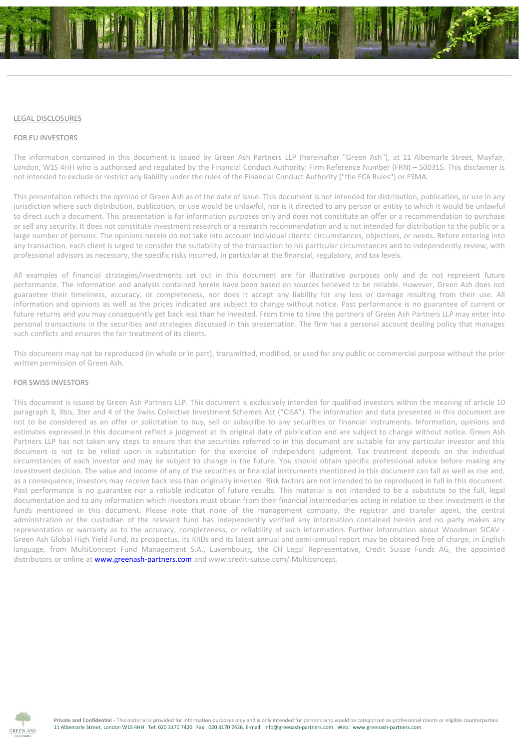## LEGAL DISCLOSURES

### FOR EU INVESTORS

The information contained in this document is issued by Green Ash Partners LLP (hereinafter "Green Ash"), at 11 Albemarle Street, Mayfair, London, W1S 4HH who is authorised and regulated by the Financial Conduct Authority: Firm Reference Number (FRN) – 500315. This disclaimer is not intended to exclude or restrict any liability under the rules of the Financial Conduct Authority ("the FCA Rules") or FSMA.

This presentation reflects the opinion of Green Ash as of the date of issue. This document is not intended for distribution, publication, or use in any jurisdiction where such distribution, publication, or use would be unlawful, nor is it directed to any person or entity to which it would be unlawful to direct such a document. This presentation is for information purposes only and does not constitute an offer or a recommendation to purchase or sell any security. It does not constitute investment research or a research recommendation and is not intended for distribution to the public or a large number of persons. The opinions herein do not take into account individual clients' circumstances, objectives, or needs. Before entering into any transaction, each client is urged to consider the suitability of the transaction to his particular circumstances and to independently review, with professional advisors as necessary, the specific risks incurred, in particular at the financial, regulatory, and tax levels.

All examples of financial strategies/investments set out in this document are for illustrative purposes only and do not represent future performance. The information and analysis contained herein have been based on sources believed to be reliable. However, Green Ash does not guarantee their timeliness, accuracy, or completeness, nor does it accept any liability for any loss or damage resulting from their use. All information and opinions as well as the prices indicated are subject to change without notice. Past performance is no guarantee of current or future returns and you may consequently get back less than he invested. From time to time the partners of Green Ash Partners LLP may enter into personal transactions in the securities and strategies discussed in this presentation. The firm has a personal account dealing policy that manages such conflicts and ensures the fair treatment of its clients.

This document may not be reproduced (in whole or in part), transmitted, modified, or used for any public or commercial purpose without the prior written permission of Green Ash.

### FOR SWISS INVESTORS

This document is issued by Green Ash Partners LLP. This document is exclusively intended for qualified investors within the meaning of article 10 paragraph 3, 3bis, 3ter and 4 of the Swiss Collective Investment Schemes Act ("CISA"). The information and data presented in this document are not to be considered as an offer or solicitation to buy, sell or subscribe to any securities or financial instruments. Information, opinions and estimates expressed in this document reflect a judgment at its original date of publication and are subject to change without notice. Green Ash Partners LLP has not taken any steps to ensure that the securities referred to in this document are suitable for any particular investor and this document is not to be relied upon in substitution for the exercise of independent judgment. Tax treatment depends on the individual circumstances of each investor and may be subject to change in the future. You should obtain specific professional advice before making any investment decision. The value and income of any of the securities or financial instruments mentioned in this document can fall as well as rise and, as a consequence, investors may receive back less than originally invested. Risk factors are not intended to be reproduced in full in this document. Past performance is no guarantee nor a reliable indicator of future results. This material is not intended to be a substitute to the full, legal documentation and to any information which investors must obtain from their financial intermediaries acting in relation to their investment in the funds mentioned in this document. Please note that none of the management company, the registrar and transfer agent, the central administration or the custodian of the relevant fund has independently verified any information contained herein and no party makes any representation or warranty as to the accuracy, completeness, or reliability of such information. Further information about Woodman SICAV - Green Ash Global High Yield Fund, its prospectus, its KIIDs and its latest annual and semi-annual report may be obtained free of charge, in English language, from MultiConcept Fund Management S.A., Luxembourg, the CH Legal Representative, Credit Suisse Funds AG, the appointed distributors or online at www.greenash-partners.com and www.credit-suisse.com/ Multiconcept.

**Private and Confidential** - This material is provided for information purposes only and is only intended for persons who would be categorised as professional clients or eligible counterparties.
11 Albemarle Street, London W1S 4HH Tel: 020 3170 7420 Fax: 020 3170 7426. E-mail: info@greenash-partners.com Web: www.greenash-partners.com